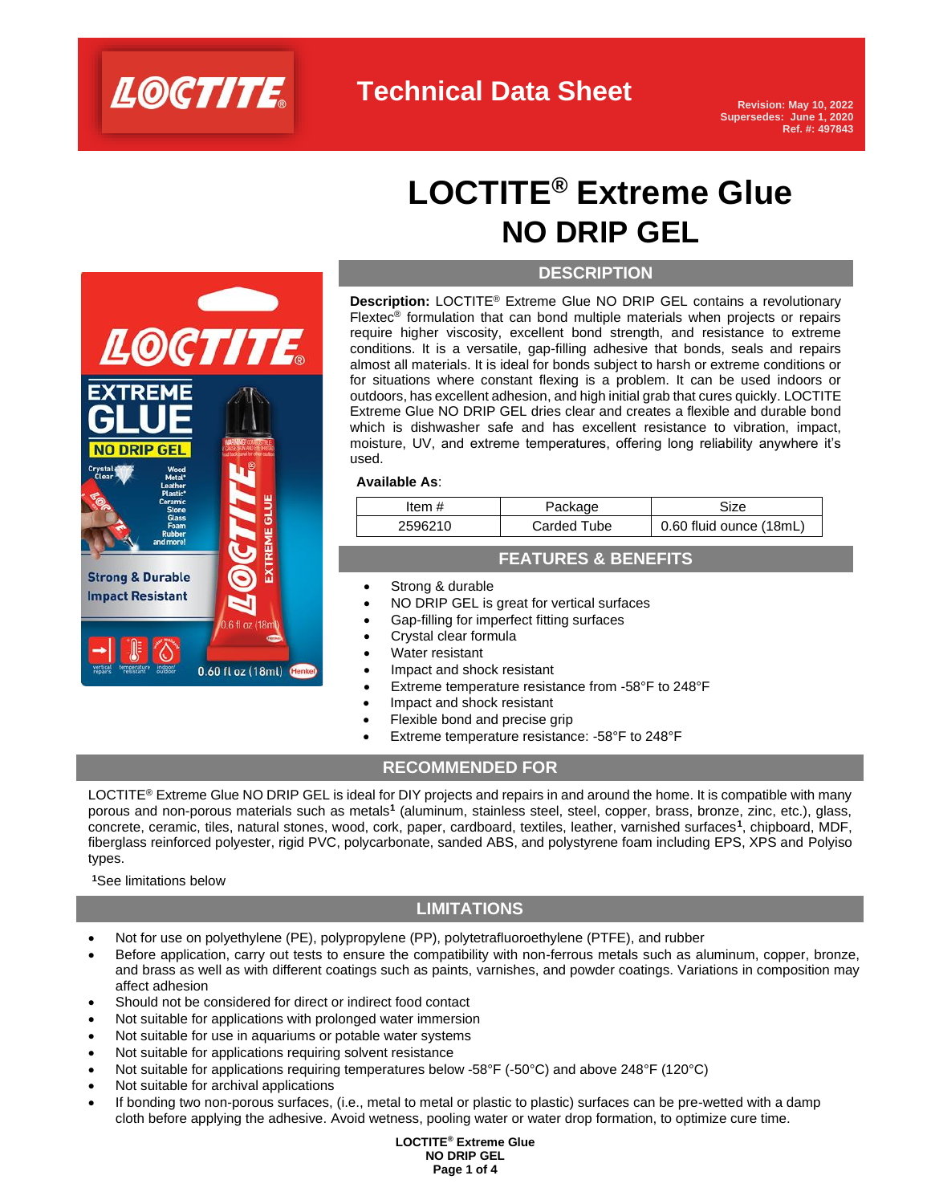# Technical Data Sheet

Revision: May 10, 2022
Supersedes: June 1, 2020
Ref. #: 497843

# LOCTITE® Extreme Glue NO DRIP GEL

## DESCRIPTION

**Description:** LOCTITE® Extreme Glue NO DRIP GEL contains a revolutionary Flextec® formulation that can bond multiple materials when projects or repairs require higher viscosity, excellent bond strength, and resistance to extreme conditions. It is a versatile, gap-filling adhesive that bonds, seals and repairs almost all materials. It is ideal for bonds subject to harsh or extreme conditions or for situations where constant flexing is a problem. It can be used indoors or outdoors, has excellent adhesion, and high initial grab that cures quickly. LOCTITE Extreme Glue NO DRIP GEL dries clear and creates a flexible and durable bond which is dishwasher safe and has excellent resistance to vibration, impact, moisture, UV, and extreme temperatures, offering long reliability anywhere it's used.

**Available As**:

| Item # | Package | Size |
|---|---|---|
| 2596210 | Carded Tube | 0.60 fluid ounce (18mL) |

## FEATURES & BENEFITS

- Strong & durable
- NO DRIP GEL is great for vertical surfaces
- Gap-filling for imperfect fitting surfaces
- Crystal clear formula
- Water resistant
- Impact and shock resistant
- Extreme temperature resistance from -58°F to 248°F
- Impact and shock resistant
- Flexible bond and precise grip
- Extreme temperature resistance: -58°F to 248°F

## RECOMMENDED FOR

LOCTITE® Extreme Glue NO DRIP GEL is ideal for DIY projects and repairs in and around the home. It is compatible with many porous and non-porous materials such as metals[1] (aluminum, stainless steel, steel, copper, brass, bronze, zinc, etc.), glass, concrete, ceramic, tiles, natural stones, wood, cork, paper, cardboard, textiles, leather, varnished surfaces[1], chipboard, MDF, fiberglass reinforced polyester, rigid PVC, polycarbonate, sanded ABS, and polystyrene foam including EPS, XPS and Polyiso types.

[1]See limitations below

## LIMITATIONS

- Not for use on polyethylene (PE), polypropylene (PP), polytetrafluoroethylene (PTFE), and rubber
- Before application, carry out tests to ensure the compatibility with non-ferrous metals such as aluminum, copper, bronze, and brass as well as with different coatings such as paints, varnishes, and powder coatings. Variations in composition may affect adhesion
- Should not be considered for direct or indirect food contact
- Not suitable for applications with prolonged water immersion
- Not suitable for use in aquariums or potable water systems
- Not suitable for applications requiring solvent resistance
- Not suitable for applications requiring temperatures below -58°F (-50°C) and above 248°F (120°C)
- Not suitable for archival applications
- If bonding two non-porous surfaces, (i.e., metal to metal or plastic to plastic) surfaces can be pre-wetted with a damp cloth before applying the adhesive. Avoid wetness, pooling water or water drop formation, to optimize cure time.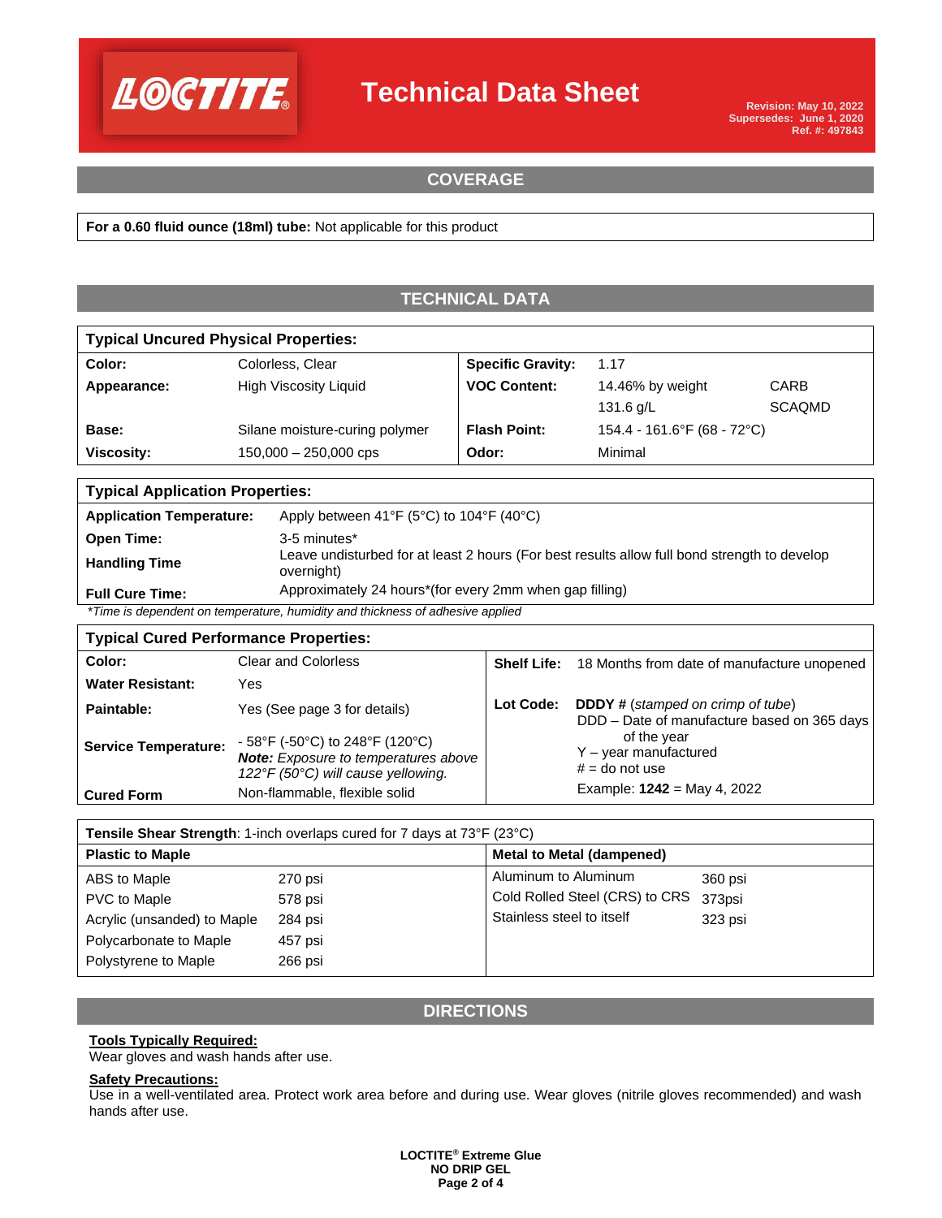## COVERAGE

**For a 0.60 fluid ounce (18ml) tube:** Not applicable for this product

## TECHNICAL DATA

### Typical Uncured Physical Properties:

| | | | | |
|---|---|---|---|---|
| **Color:** | Colorless, Clear | **Specific Gravity:** | 1.17 | |
| **Appearance:** | High Viscosity Liquid | **VOC Content:** | 14.46% by weight | CARB |
| | | | 131.6 g/L | SCAQMD |
| **Base:** | Silane moisture-curing polymer | **Flash Point:** | 154.4 - 161.6°F (68 - 72°C) | |
| **Viscosity:** | 150,000 – 250,000 cps | **Odor:** | Minimal | |

### Typical Application Properties:

| | |
|---|---|
| **Application Temperature:** | Apply between 41°F (5°C) to 104°F (40°C) |
| **Open Time:** | 3-5 minutes* |
| **Handling Time** | Leave undisturbed for at least 2 hours (For best results allow full bond strength to develop overnight) |
| **Full Cure Time:** | Approximately 24 hours*(for every 2mm when gap filling) |

*\*Time is dependent on temperature, humidity and thickness of adhesive applied*

### Typical Cured Performance Properties:

| | | | |
|---|---|---|---|
| **Color:** | Clear and Colorless | **Shelf Life:** | 18 Months from date of manufacture unopened |
| **Water Resistant:** | Yes | **Lot Code:** | **DDDY #** (*stamped on crimp of tube*)<br>DDD – Date of manufacture based on 365 days of the year<br>Y – year manufactured<br># = do not use<br>Example: **1242** = May 4, 2022 |
| **Paintable:** | Yes (See page 3 for details) | | |
| **Service Temperature:** | - 58°F (-50°C) to 248°F (120°C)<br>***Note:*** *Exposure to temperatures above 122°F (50°C) will cause yellowing.* | | |
| **Cured Form** | Non-flammable, flexible solid | | |

**Tensile Shear Strength**: 1-inch overlaps cured for 7 days at 73°F (23°C)

| **Plastic to Maple** | | **Metal to Metal (dampened)** | |
|---|---|---|---|
| ABS to Maple | 270 psi | Aluminum to Aluminum | 360 psi |
| PVC to Maple | 578 psi | Cold Rolled Steel (CRS) to CRS | 373psi |
| Acrylic (unsanded) to Maple | 284 psi | Stainless steel to itself | 323 psi |
| Polycarbonate to Maple | 457 psi | | |
| Polystyrene to Maple | 266 psi | | |

## DIRECTIONS

**Tools Typically Required:**
Wear gloves and wash hands after use.

**Safety Precautions:**
Use in a well-ventilated area. Protect work area before and during use. Wear gloves (nitrile gloves recommended) and wash hands after use.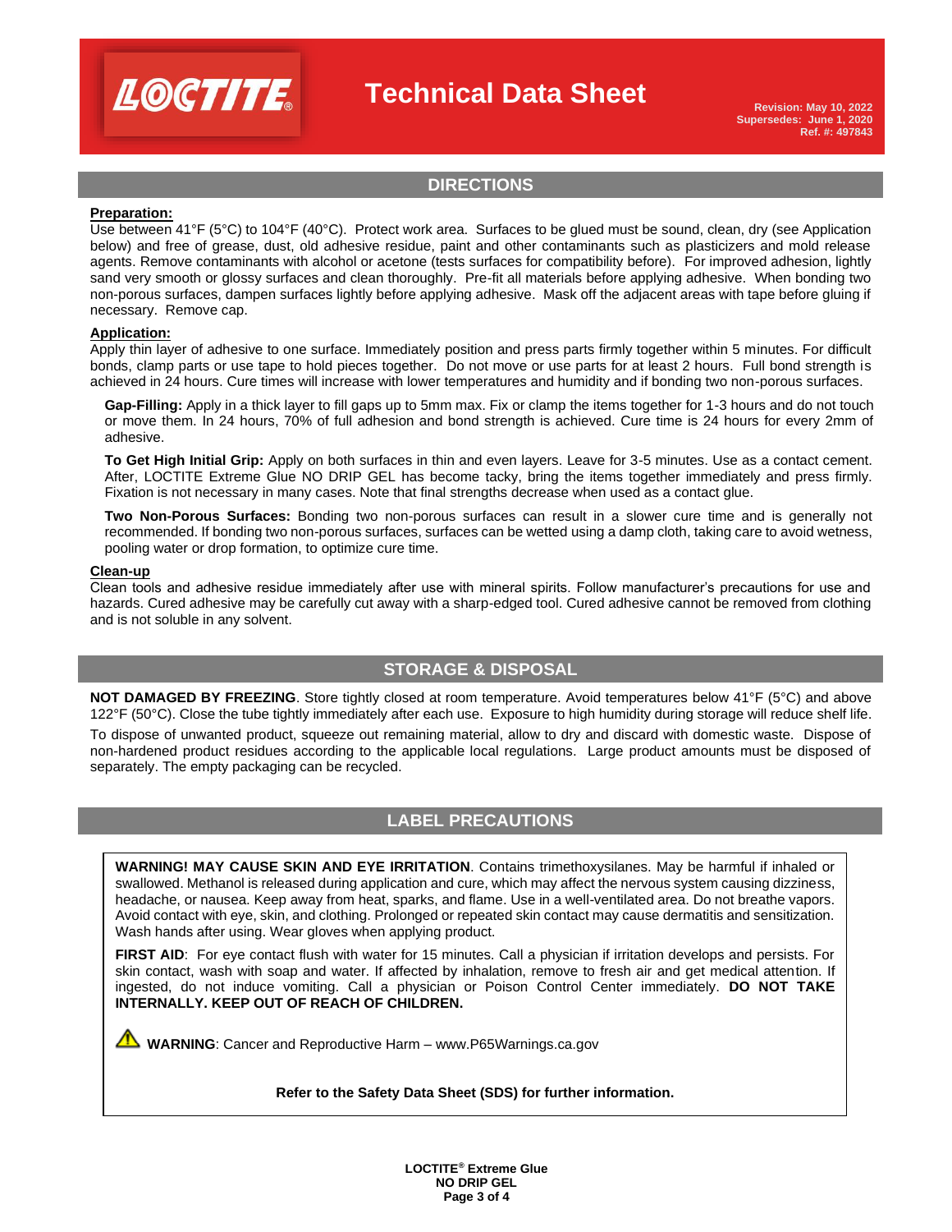## DIRECTIONS

**Preparation:**

Use between 41°F (5°C) to 104°F (40°C). Protect work area. Surfaces to be glued must be sound, clean, dry (see Application below) and free of grease, dust, old adhesive residue, paint and other contaminants such as plasticizers and mold release agents. Remove contaminants with alcohol or acetone (tests surfaces for compatibility before). For improved adhesion, lightly sand very smooth or glossy surfaces and clean thoroughly. Pre-fit all materials before applying adhesive. When bonding two non-porous surfaces, dampen surfaces lightly before applying adhesive. Mask off the adjacent areas with tape before gluing if necessary. Remove cap.

**Application:**

Apply thin layer of adhesive to one surface. Immediately position and press parts firmly together within 5 minutes. For difficult bonds, clamp parts or use tape to hold pieces together. Do not move or use parts for at least 2 hours. Full bond strength is achieved in 24 hours. Cure times will increase with lower temperatures and humidity and if bonding two non-porous surfaces.

**Gap-Filling:** Apply in a thick layer to fill gaps up to 5mm max. Fix or clamp the items together for 1-3 hours and do not touch or move them. In 24 hours, 70% of full adhesion and bond strength is achieved. Cure time is 24 hours for every 2mm of adhesive.

**To Get High Initial Grip:** Apply on both surfaces in thin and even layers. Leave for 3-5 minutes. Use as a contact cement. After, LOCTITE Extreme Glue NO DRIP GEL has become tacky, bring the items together immediately and press firmly. Fixation is not necessary in many cases. Note that final strengths decrease when used as a contact glue.

**Two Non-Porous Surfaces:** Bonding two non-porous surfaces can result in a slower cure time and is generally not recommended. If bonding two non-porous surfaces, surfaces can be wetted using a damp cloth, taking care to avoid wetness, pooling water or drop formation, to optimize cure time.

**Clean-up**

Clean tools and adhesive residue immediately after use with mineral spirits. Follow manufacturer's precautions for use and hazards. Cured adhesive may be carefully cut away with a sharp-edged tool. Cured adhesive cannot be removed from clothing and is not soluble in any solvent.

## STORAGE & DISPOSAL

**NOT DAMAGED BY FREEZING**. Store tightly closed at room temperature. Avoid temperatures below 41°F (5°C) and above 122°F (50°C). Close the tube tightly immediately after each use. Exposure to high humidity during storage will reduce shelf life.

To dispose of unwanted product, squeeze out remaining material, allow to dry and discard with domestic waste. Dispose of non-hardened product residues according to the applicable local regulations. Large product amounts must be disposed of separately. The empty packaging can be recycled.

## LABEL PRECAUTIONS

**WARNING! MAY CAUSE SKIN AND EYE IRRITATION**. Contains trimethoxysilanes. May be harmful if inhaled or swallowed. Methanol is released during application and cure, which may affect the nervous system causing dizziness, headache, or nausea. Keep away from heat, sparks, and flame. Use in a well-ventilated area. Do not breathe vapors. Avoid contact with eye, skin, and clothing. Prolonged or repeated skin contact may cause dermatitis and sensitization. Wash hands after using. Wear gloves when applying product.

**FIRST AID**: For eye contact flush with water for 15 minutes. Call a physician if irritation develops and persists. For skin contact, wash with soap and water. If affected by inhalation, remove to fresh air and get medical attention. If ingested, do not induce vomiting. Call a physician or Poison Control Center immediately. **DO NOT TAKE INTERNALLY. KEEP OUT OF REACH OF CHILDREN.**

⚠ **WARNING**: Cancer and Reproductive Harm – www.P65Warnings.ca.gov

**Refer to the Safety Data Sheet (SDS) for further information.**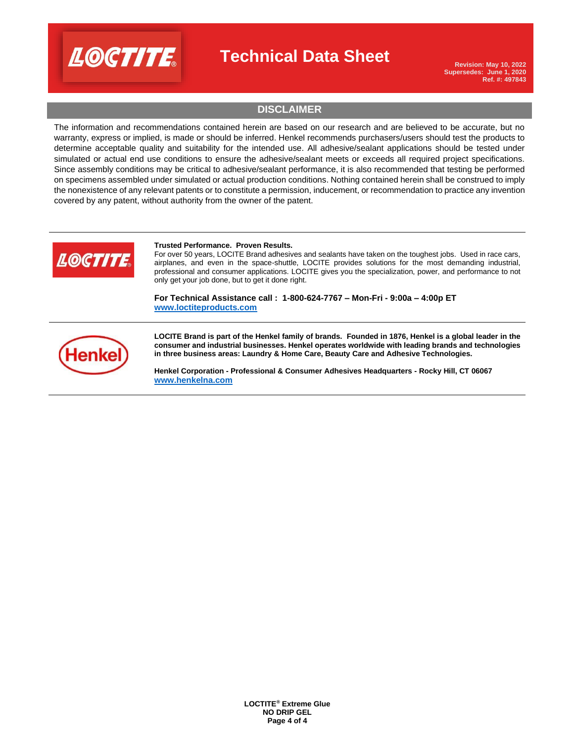## DISCLAIMER

The information and recommendations contained herein are based on our research and are believed to be accurate, but no warranty, express or implied, is made or should be inferred. Henkel recommends purchasers/users should test the products to determine acceptable quality and suitability for the intended use. All adhesive/sealant applications should be tested under simulated or actual end use conditions to ensure the adhesive/sealant meets or exceeds all required project specifications. Since assembly conditions may be critical to adhesive/sealant performance, it is also recommended that testing be performed on specimens assembled under simulated or actual production conditions. Nothing contained herein shall be construed to imply the nonexistence of any relevant patents or to constitute a permission, inducement, or recommendation to practice any invention covered by any patent, without authority from the owner of the patent.

---

**Trusted Performance. Proven Results.**
For over 50 years, LOCITE Brand adhesives and sealants have taken on the toughest jobs. Used in race cars, airplanes, and even in the space-shuttle, LOCITE provides solutions for the most demanding industrial, professional and consumer applications. LOCITE gives you the specialization, power, and performance to not only get your job done, but to get it done right.

**For Technical Assistance call : 1-800-624-7767 – Mon-Fri - 9:00a – 4:00p ET**
**www.loctiteproducts.com**

---

**LOCITE Brand is part of the Henkel family of brands. Founded in 1876, Henkel is a global leader in the consumer and industrial businesses. Henkel operates worldwide with leading brands and technologies in three business areas: Laundry & Home Care, Beauty Care and Adhesive Technologies.**

**Henkel Corporation - Professional & Consumer Adhesives Headquarters - Rocky Hill, CT 06067**
**www.henkelna.com**